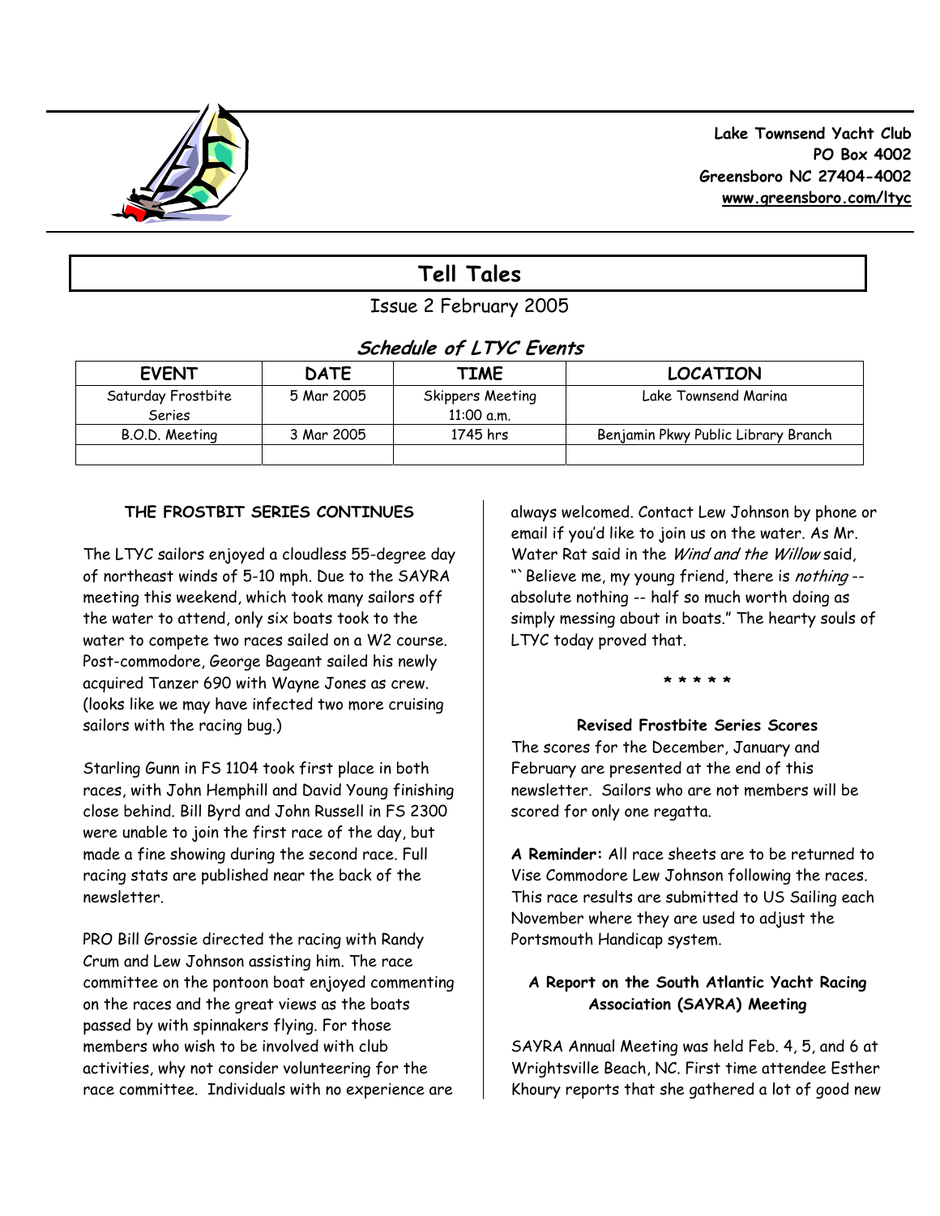**Lake Townsend Yacht Club**
**PO Box 4002**
**Greensboro NC 27404-4002**
**www.greensboro.com/ltyc**

# Tell Tales

Issue 2 February 2005

## *Schedule of LTYC Events*

| EVENT | DATE | TIME | LOCATION |
|---|---|---|---|
| Saturday Frostbite Series | 5 Mar 2005 | Skippers Meeting 11:00 a.m. | Lake Townsend Marina |
| B.O.D. Meeting | 3 Mar 2005 | 1745 hrs | Benjamin Pkwy Public Library Branch |
| | | | |

### THE FROSTBIT SERIES CONTINUES

The LTYC sailors enjoyed a cloudless 55-degree day of northeast winds of 5-10 mph. Due to the SAYRA meeting this weekend, which took many sailors off the water to attend, only six boats took to the water to compete two races sailed on a W2 course. Post-commodore, George Bageant sailed his newly acquired Tanzer 690 with Wayne Jones as crew. (looks like we may have infected two more cruising sailors with the racing bug.)

Starling Gunn in FS 1104 took first place in both races, with John Hemphill and David Young finishing close behind. Bill Byrd and John Russell in FS 2300 were unable to join the first race of the day, but made a fine showing during the second race. Full racing stats are published near the back of the newsletter.

PRO Bill Grossie directed the racing with Randy Crum and Lew Johnson assisting him. The race committee on the pontoon boat enjoyed commenting on the races and the great views as the boats passed by with spinnakers flying. For those members who wish to be involved with club activities, why not consider volunteering for the race committee. Individuals with no experience are always welcomed. Contact Lew Johnson by phone or email if you'd like to join us on the water. As Mr. Water Rat said in the *Wind and the Willow* said, "`Believe me, my young friend, there is *nothing* -- absolute nothing -- half so much worth doing as simply messing about in boats." The hearty souls of LTYC today proved that.

\* \* \* \* \*

**Revised Frostbite Series Scores**

The scores for the December, January and February are presented at the end of this newsletter. Sailors who are not members will be scored for only one regatta.

**A Reminder:** All race sheets are to be returned to Vise Commodore Lew Johnson following the races. This race results are submitted to US Sailing each November where they are used to adjust the Portsmouth Handicap system.

### A Report on the South Atlantic Yacht Racing Association (SAYRA) Meeting

SAYRA Annual Meeting was held Feb. 4, 5, and 6 at Wrightsville Beach, NC. First time attendee Esther Khoury reports that she gathered a lot of good new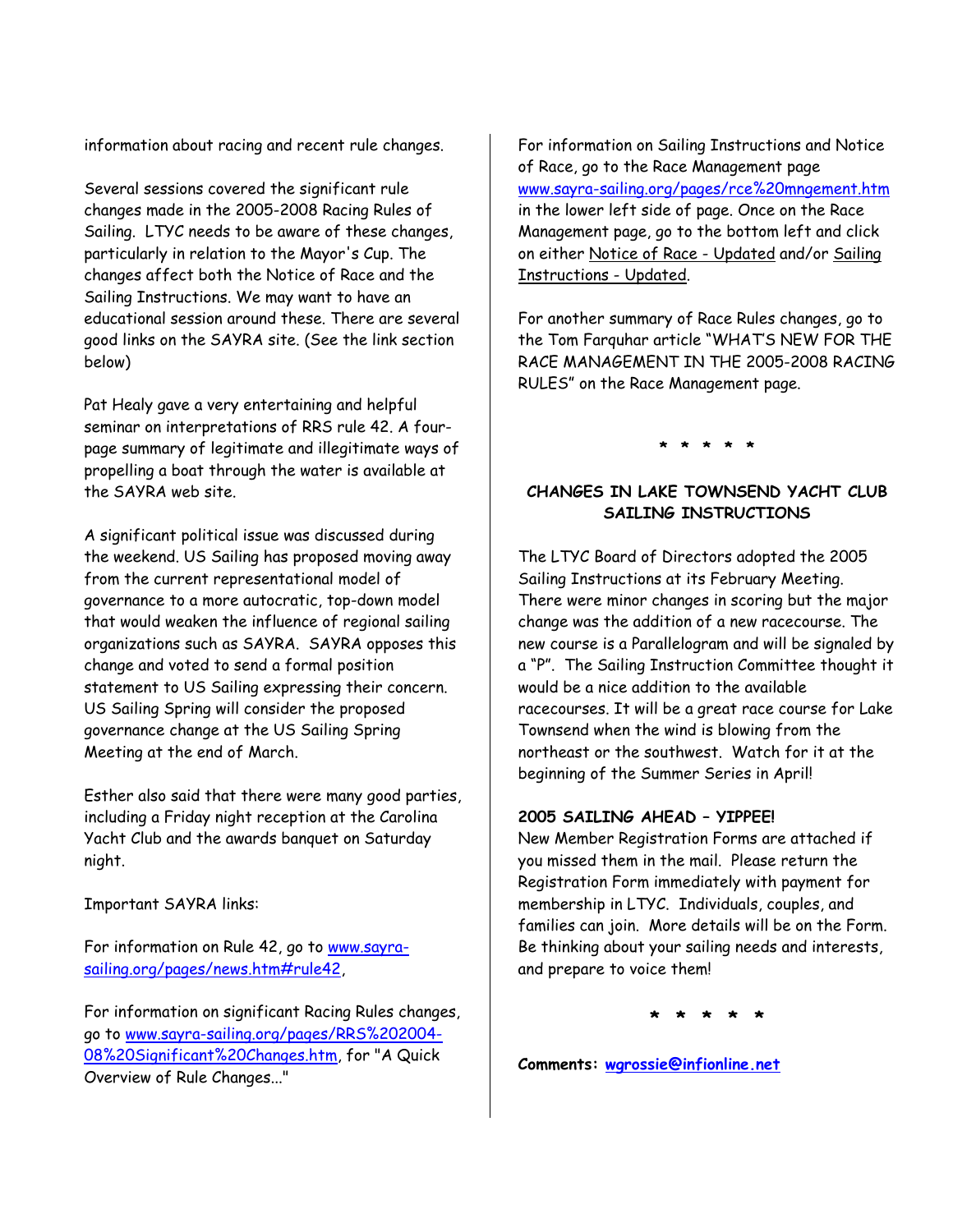information about racing and recent rule changes.

Several sessions covered the significant rule changes made in the 2005-2008 Racing Rules of Sailing. LTYC needs to be aware of these changes, particularly in relation to the Mayor's Cup. The changes affect both the Notice of Race and the Sailing Instructions. We may want to have an educational session around these. There are several good links on the SAYRA site. (See the link section below)

Pat Healy gave a very entertaining and helpful seminar on interpretations of RRS rule 42. A four-page summary of legitimate and illegitimate ways of propelling a boat through the water is available at the SAYRA web site.

A significant political issue was discussed during the weekend. US Sailing has proposed moving away from the current representational model of governance to a more autocratic, top-down model that would weaken the influence of regional sailing organizations such as SAYRA. SAYRA opposes this change and voted to send a formal position statement to US Sailing expressing their concern. US Sailing Spring will consider the proposed governance change at the US Sailing Spring Meeting at the end of March.

Esther also said that there were many good parties, including a Friday night reception at the Carolina Yacht Club and the awards banquet on Saturday night.

Important SAYRA links:

For information on Rule 42, go to www.sayra-sailing.org/pages/news.htm#rule42,

For information on significant Racing Rules changes, go to www.sayra-sailing.org/pages/RRS%202004-08%20Significant%20Changes.htm, for "A Quick Overview of Rule Changes..."

For information on Sailing Instructions and Notice of Race, go to the Race Management page www.sayra-sailing.org/pages/rce%20mngement.htm in the lower left side of page. Once on the Race Management page, go to the bottom left and click on either Notice of Race - Updated and/or Sailing Instructions - Updated.

For another summary of Race Rules changes, go to the Tom Farquhar article "WHAT'S NEW FOR THE RACE MANAGEMENT IN THE 2005-2008 RACING RULES" on the Race Management page.

\* \* \* \* \*

## CHANGES IN LAKE TOWNSEND YACHT CLUB SAILING INSTRUCTIONS

The LTYC Board of Directors adopted the 2005 Sailing Instructions at its February Meeting. There were minor changes in scoring but the major change was the addition of a new racecourse. The new course is a Parallelogram and will be signaled by a "P". The Sailing Instruction Committee thought it would be a nice addition to the available racecourses. It will be a great race course for Lake Townsend when the wind is blowing from the northeast or the southwest. Watch for it at the beginning of the Summer Series in April!

**2005 SAILING AHEAD – YIPPEE!**

New Member Registration Forms are attached if you missed them in the mail. Please return the Registration Form immediately with payment for membership in LTYC. Individuals, couples, and families can join. More details will be on the Form. Be thinking about your sailing needs and interests, and prepare to voice them!

\* \* \* \* \*

**Comments: wgrossie@infionline.net**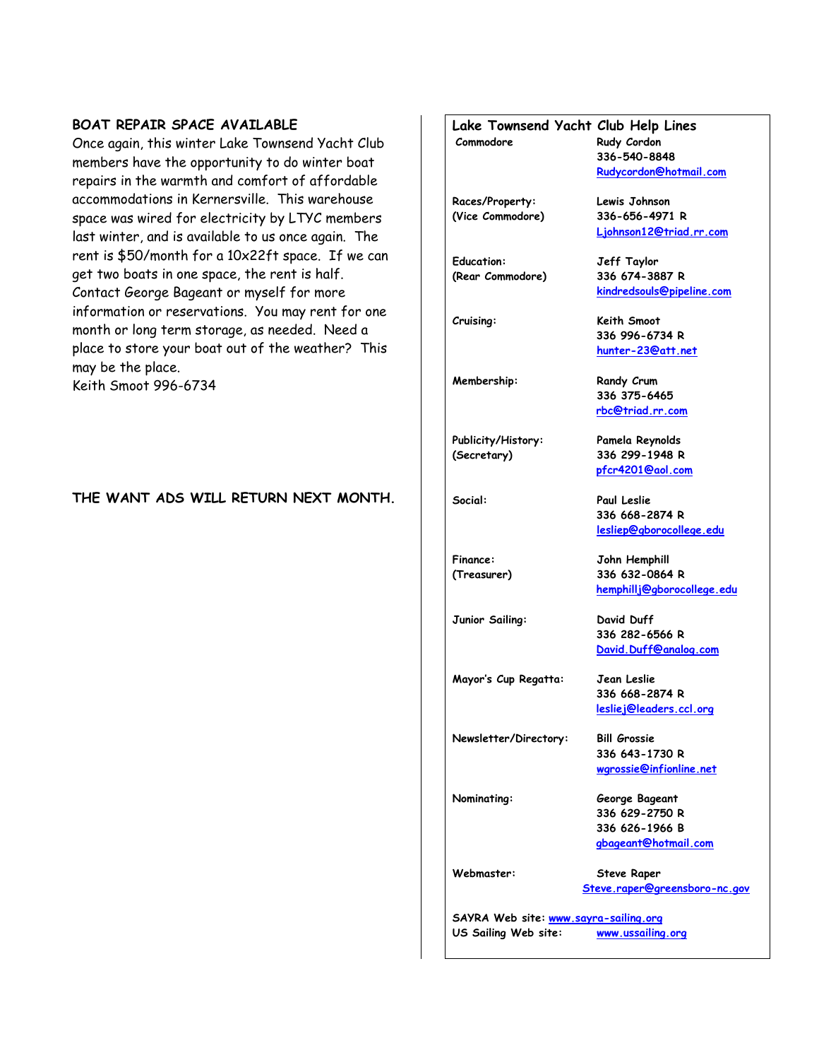## BOAT REPAIR SPACE AVAILABLE

Once again, this winter Lake Townsend Yacht Club members have the opportunity to do winter boat repairs in the warmth and comfort of affordable accommodations in Kernersville. This warehouse space was wired for electricity by LTYC members last winter, and is available to us once again. The rent is $50/month for a 10x22ft space. If we can get two boats in one space, the rent is half. Contact George Bageant or myself for more information or reservations. You may rent for one month or long term storage, as needed. Need a place to store your boat out of the weather? This may be the place.

Keith Smoot 996-6734

**THE WANT ADS WILL RETURN NEXT MONTH.**

## Lake Townsend Yacht Club Help Lines

| Position | Contact |
|---|---|
| Commodore | Rudy Cordon<br>336-540-8848<br>Rudycordon@hotmail.com |
| Races/Property:<br>(Vice Commodore) | Lewis Johnson<br>336-656-4971 R<br>Ljohnson12@triad.rr.com |
| Education:<br>(Rear Commodore) | Jeff Taylor<br>336 674-3887 R<br>kindredsouls@pipeline.com |
| Cruising: | Keith Smoot<br>336 996-6734 R<br>hunter-23@att.net |
| Membership: | Randy Crum<br>336 375-6465<br>rbc@triad.rr.com |
| Publicity/History:<br>(Secretary) | Pamela Reynolds<br>336 299-1948 R<br>pfcr4201@aol.com |
| Social: | Paul Leslie<br>336 668-2874 R<br>lesliep@gborocollege.edu |
| Finance:<br>(Treasurer) | John Hemphill<br>336 632-0864 R<br>hemphillj@gborocollege.edu |
| Junior Sailing: | David Duff<br>336 282-6566 R<br>David.Duff@analog.com |
| Mayor's Cup Regatta: | Jean Leslie<br>336 668-2874 R<br>lesliej@leaders.ccl.org |
| Newsletter/Directory: | Bill Grossie<br>336 643-1730 R<br>wgrossie@infionline.net |
| Nominating: | George Bageant<br>336 629-2750 R<br>336 626-1966 B<br>gbageant@hotmail.com |
| Webmaster: | Steve Raper<br>Steve.raper@greensboro-nc.gov |

SAYRA Web site: www.sayra-sailing.org
US Sailing Web site: www.ussailing.org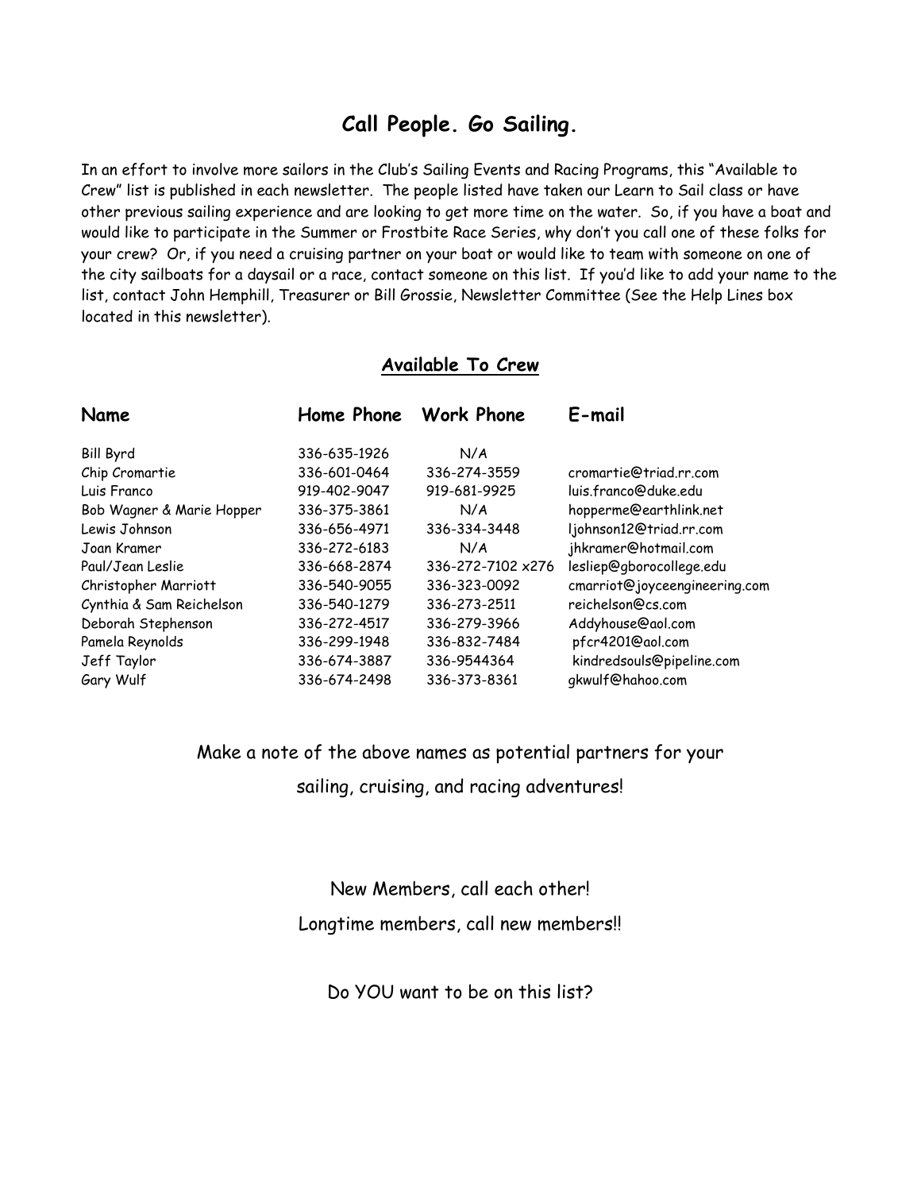## Call People. Go Sailing.

In an effort to involve more sailors in the Club's Sailing Events and Racing Programs, this "Available to Crew" list is published in each newsletter. The people listed have taken our Learn to Sail class or have other previous sailing experience and are looking to get more time on the water. So, if you have a boat and would like to participate in the Summer or Frostbite Race Series, why don't you call one of these folks for your crew? Or, if you need a cruising partner on your boat or would like to team with someone on one of the city sailboats for a daysail or a race, contact someone on this list. If you'd like to add your name to the list, contact John Hemphill, Treasurer or Bill Grossie, Newsletter Committee (See the Help Lines box located in this newsletter).

### Available To Crew

| Name | Home Phone | Work Phone | E-mail |
|---|---|---|---|
| Bill Byrd | 336-635-1926 | N/A | |
| Chip Cromartie | 336-601-0464 | 336-274-3559 | cromartie@triad.rr.com |
| Luis Franco | 919-402-9047 | 919-681-9925 | luis.franco@duke.edu |
| Bob Wagner & Marie Hopper | 336-375-3861 | N/A | hopperme@earthlink.net |
| Lewis Johnson | 336-656-4971 | 336-334-3448 | ljohnson12@triad.rr.com |
| Joan Kramer | 336-272-6183 | N/A | jhkramer@hotmail.com |
| Paul/Jean Leslie | 336-668-2874 | 336-272-7102 x276 | lesliep@gborocollege.edu |
| Christopher Marriott | 336-540-9055 | 336-323-0092 | cmarriot@joyceengineering.com |
| Cynthia & Sam Reichelson | 336-540-1279 | 336-273-2511 | reichelson@cs.com |
| Deborah Stephenson | 336-272-4517 | 336-279-3966 | Addyhouse@aol.com |
| Pamela Reynolds | 336-299-1948 | 336-832-7484 | pfcr4201@aol.com |
| Jeff Taylor | 336-674-3887 | 336-9544364 | kindredsouls@pipeline.com |
| Gary Wulf | 336-674-2498 | 336-373-8361 | gkwulf@hahoo.com |

Make a note of the above names as potential partners for your sailing, cruising, and racing adventures!

New Members, call each other!
Longtime members, call new members!!

Do YOU want to be on this list?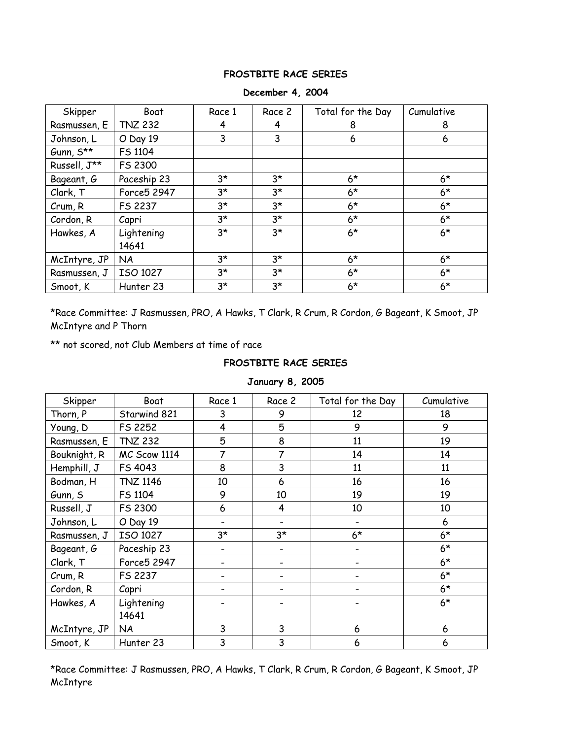**FROSTBITE RACE SERIES**

**December 4, 2004**

| Skipper | Boat | Race 1 | Race 2 | Total for the Day | Cumulative |
|---|---|---|---|---|---|
| Rasmussen, E | TNZ 232 | 4 | 4 | 8 | 8 |
| Johnson, L | O Day 19 | 3 | 3 | 6 | 6 |
| Gunn, S** | FS 1104 | | | | |
| Russell, J** | FS 2300 | | | | |
| Bageant, G | Paceship 23 | 3* | 3* | 6* | 6* |
| Clark, T | Force5 2947 | 3* | 3* | 6* | 6* |
| Crum, R | FS 2237 | 3* | 3* | 6* | 6* |
| Cordon, R | Capri | 3* | 3* | 6* | 6* |
| Hawkes, A | Lightening 14641 | 3* | 3* | 6* | 6* |
| McIntyre, JP | NA | 3* | 3* | 6* | 6* |
| Rasmussen, J | ISO 1027 | 3* | 3* | 6* | 6* |
| Smoot, K | Hunter 23 | 3* | 3* | 6* | 6* |

*Race Committee: J Rasmussen, PRO, A Hawks, T Clark, R Crum, R Cordon, G Bageant, K Smoot, JP McIntyre and P Thorn

** not scored, not Club Members at time of race

**FROSTBITE RACE SERIES**

**January 8, 2005**

| Skipper | Boat | Race 1 | Race 2 | Total for the Day | Cumulative |
|---|---|---|---|---|---|
| Thorn, P | Starwind 821 | 3 | 9 | 12 | 18 |
| Young, D | FS 2252 | 4 | 5 | 9 | 9 |
| Rasmussen, E | TNZ 232 | 5 | 8 | 11 | 19 |
| Bouknight, R | MC Scow 1114 | 7 | 7 | 14 | 14 |
| Hemphill, J | FS 4043 | 8 | 3 | 11 | 11 |
| Bodman, H | TNZ 1146 | 10 | 6 | 16 | 16 |
| Gunn, S | FS 1104 | 9 | 10 | 19 | 19 |
| Russell, J | FS 2300 | 6 | 4 | 10 | 10 |
| Johnson, L | O Day 19 | - | - | - | 6 |
| Rasmussen, J | ISO 1027 | 3* | 3* | 6* | 6* |
| Bageant, G | Paceship 23 | - | - | - | 6* |
| Clark, T | Force5 2947 | - | - | - | 6* |
| Crum, R | FS 2237 | - | - | - | 6* |
| Cordon, R | Capri | - | - | - | 6* |
| Hawkes, A | Lightening 14641 | - | - | - | 6* |
| McIntyre, JP | NA | 3 | 3 | 6 | 6 |
| Smoot, K | Hunter 23 | 3 | 3 | 6 | 6 |

*Race Committee: J Rasmussen, PRO, A Hawks, T Clark, R Crum, R Cordon, G Bageant, K Smoot, JP McIntyre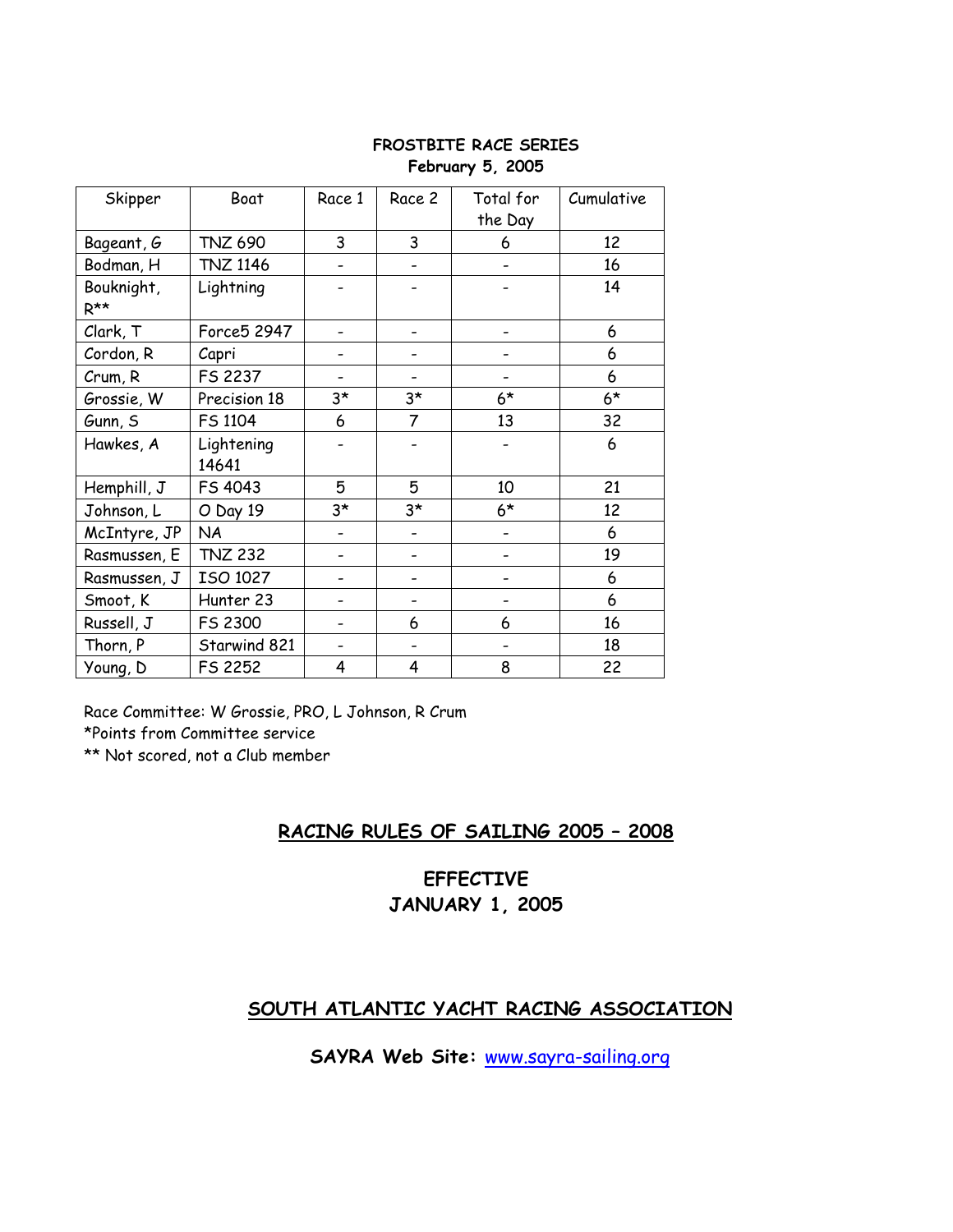**FROSTBITE RACE SERIES**
**February 5, 2005**

| Skipper | Boat | Race 1 | Race 2 | Total for the Day | Cumulative |
|---|---|---|---|---|---|
| Bageant, G | TNZ 690 | 3 | 3 | 6 | 12 |
| Bodman, H | TNZ 1146 | - | - | - | 16 |
| Bouknight, R** | Lightning | - | - | - | 14 |
| Clark, T | Force5 2947 | - | - | - | 6 |
| Cordon, R | Capri | - | - | - | 6 |
| Crum, R | FS 2237 | - | - | - | 6 |
| Grossie, W | Precision 18 | 3* | 3* | 6* | 6* |
| Gunn, S | FS 1104 | 6 | 7 | 13 | 32 |
| Hawkes, A | Lightening 14641 | - | - | - | 6 |
| Hemphill, J | FS 4043 | 5 | 5 | 10 | 21 |
| Johnson, L | O Day 19 | 3* | 3* | 6* | 12 |
| McIntyre, JP | NA | - | - | - | 6 |
| Rasmussen, E | TNZ 232 | - | - | - | 19 |
| Rasmussen, J | ISO 1027 | - | - | - | 6 |
| Smoot, K | Hunter 23 | - | - | - | 6 |
| Russell, J | FS 2300 | - | 6 | 6 | 16 |
| Thorn, P | Starwind 821 | - | - | - | 18 |
| Young, D | FS 2252 | 4 | 4 | 8 | 22 |

Race Committee: W Grossie, PRO, L Johnson, R Crum
*Points from Committee service
** Not scored, not a Club member

## RACING RULES OF SAILING 2005 – 2008

### EFFECTIVE
### JANUARY 1, 2005

## SOUTH ATLANTIC YACHT RACING ASSOCIATION

**SAYRA Web Site:** www.sayra-sailing.org